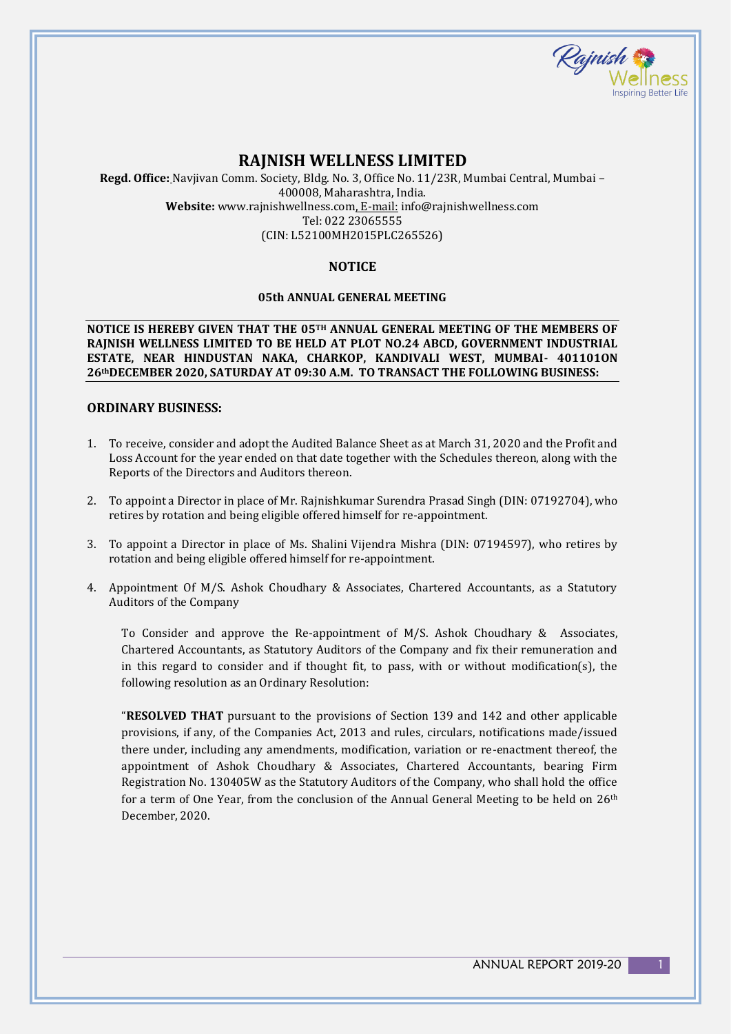# RAJNISH WELLNESS LIMITED

**Regd. Office:** Navjivan Comm. Society, Bldg. No. 3, Office No. 11/23R, Mumbai Central, Mumbai – 400008, Maharashtra, India.
**Website:** www.rajnishwellness.com, E-mail: info@rajnishwellness.com
Tel: 022 23065555
(CIN: L52100MH2015PLC265526)

## NOTICE

### 05th ANNUAL GENERAL MEETING

**NOTICE IS HEREBY GIVEN THAT THE 05TH ANNUAL GENERAL MEETING OF THE MEMBERS OF RAJNISH WELLNESS LIMITED TO BE HELD AT PLOT NO.24 ABCD, GOVERNMENT INDUSTRIAL ESTATE, NEAR HINDUSTAN NAKA, CHARKOP, KANDIVALI WEST, MUMBAI- 401101ON 26thDECEMBER 2020, SATURDAY AT 09:30 A.M. TO TRANSACT THE FOLLOWING BUSINESS:**

## ORDINARY BUSINESS:

1. To receive, consider and adopt the Audited Balance Sheet as at March 31, 2020 and the Profit and Loss Account for the year ended on that date together with the Schedules thereon, along with the Reports of the Directors and Auditors thereon.

2. To appoint a Director in place of Mr. Rajnishkumar Surendra Prasad Singh (DIN: 07192704), who retires by rotation and being eligible offered himself for re-appointment.

3. To appoint a Director in place of Ms. Shalini Vijendra Mishra (DIN: 07194597), who retires by rotation and being eligible offered himself for re-appointment.

4. Appointment Of M/S. Ashok Choudhary & Associates, Chartered Accountants, as a Statutory Auditors of the Company

   To Consider and approve the Re-appointment of M/S. Ashok Choudhary & Associates, Chartered Accountants, as Statutory Auditors of the Company and fix their remuneration and in this regard to consider and if thought fit, to pass, with or without modification(s), the following resolution as an Ordinary Resolution:

   "**RESOLVED THAT** pursuant to the provisions of Section 139 and 142 and other applicable provisions, if any, of the Companies Act, 2013 and rules, circulars, notifications made/issued there under, including any amendments, modification, variation or re-enactment thereof, the appointment of Ashok Choudhary & Associates, Chartered Accountants, bearing Firm Registration No. 130405W as the Statutory Auditors of the Company, who shall hold the office for a term of One Year, from the conclusion of the Annual General Meeting to be held on 26th December, 2020.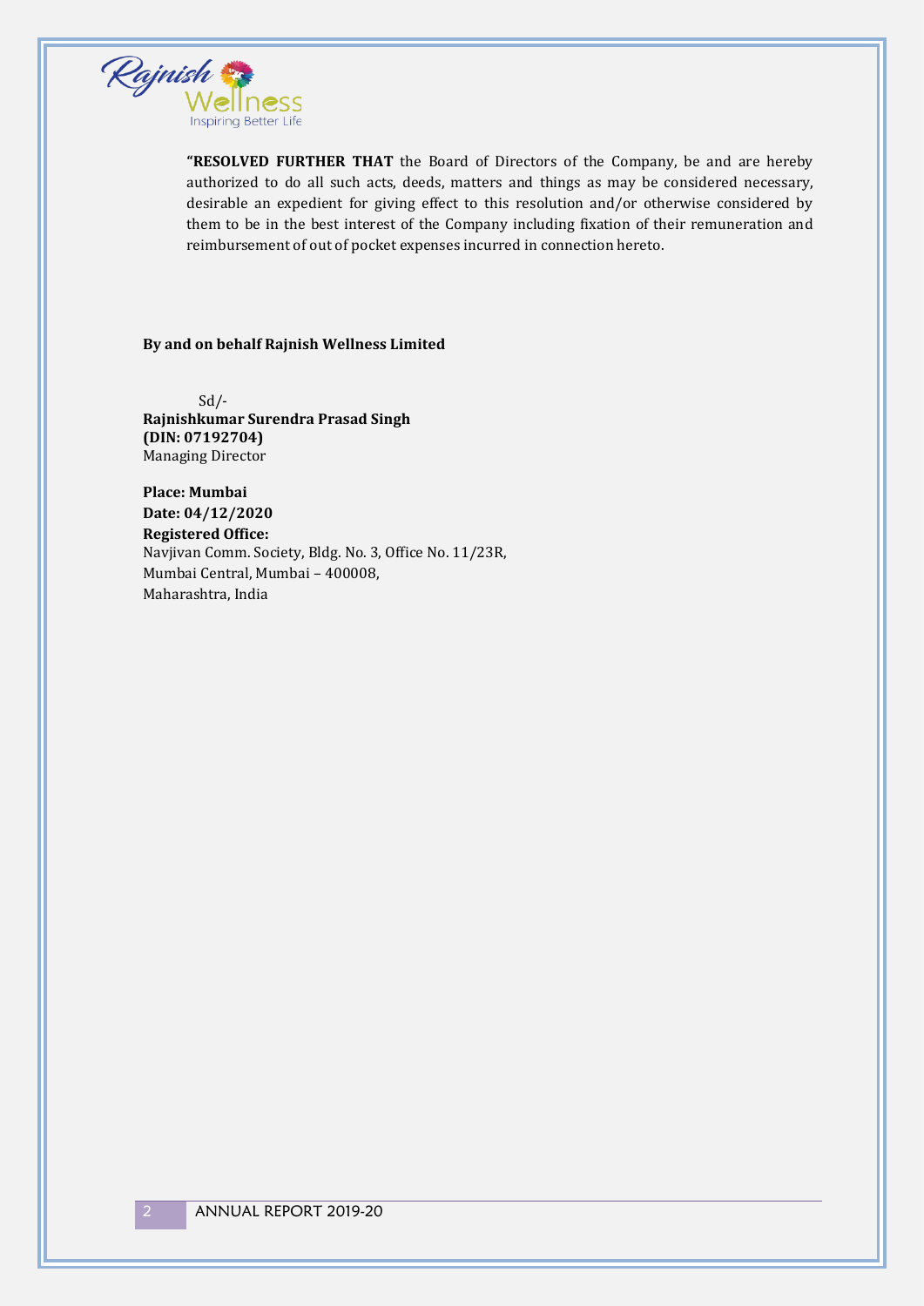**"RESOLVED FURTHER THAT** the Board of Directors of the Company, be and are hereby authorized to do all such acts, deeds, matters and things as may be considered necessary, desirable an expedient for giving effect to this resolution and/or otherwise considered by them to be in the best interest of the Company including fixation of their remuneration and reimbursement of out of pocket expenses incurred in connection hereto.

**By and on behalf Rajnish Wellness Limited**

Sd/-
**Rajnishkumar Surendra Prasad Singh**
**(DIN: 07192704)**
Managing Director

**Place: Mumbai**
**Date: 04/12/2020**
**Registered Office:**
Navjivan Comm. Society, Bldg. No. 3, Office No. 11/23R,
Mumbai Central, Mumbai – 400008,
Maharashtra, India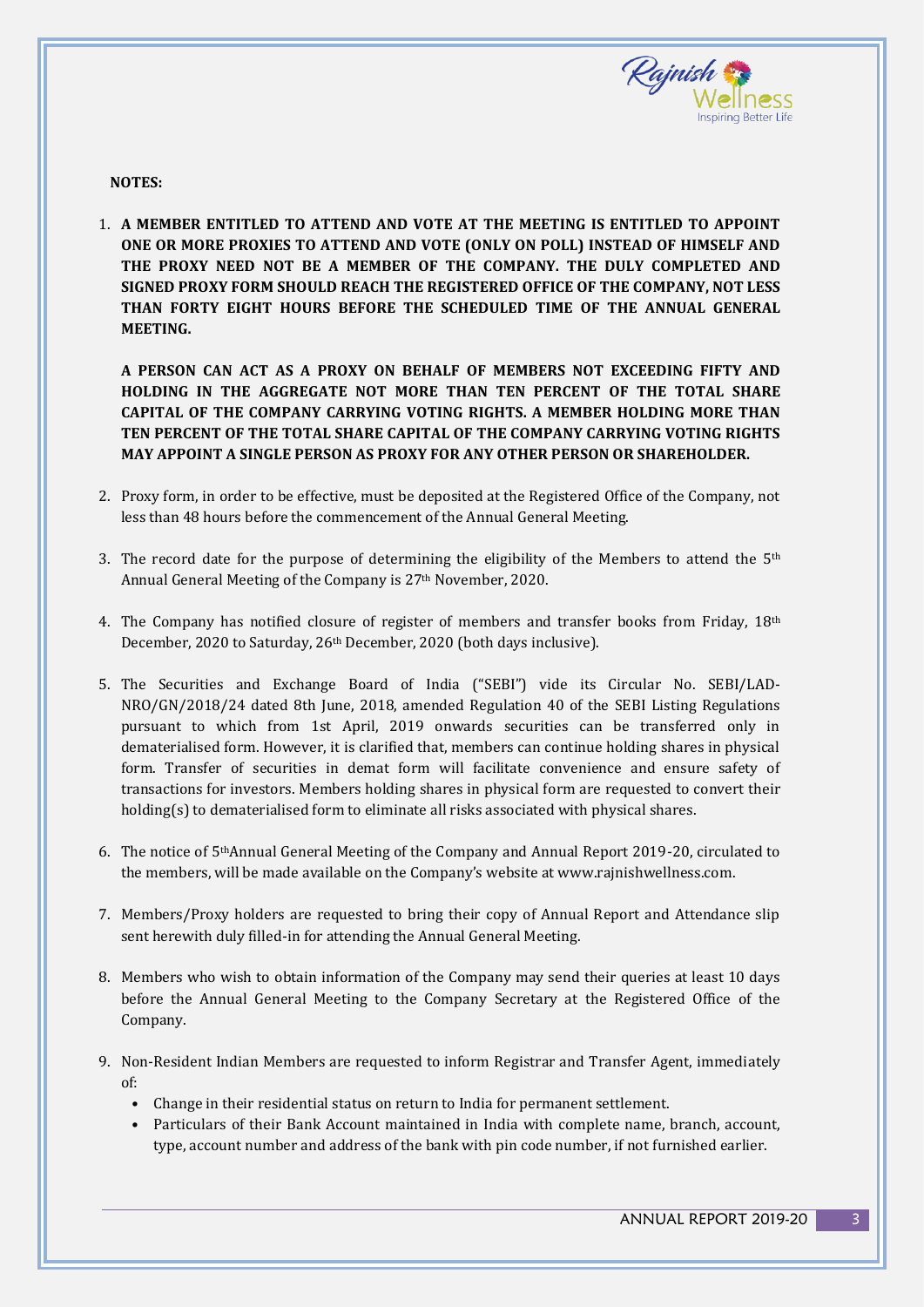**NOTES:**

1. **A MEMBER ENTITLED TO ATTEND AND VOTE AT THE MEETING IS ENTITLED TO APPOINT ONE OR MORE PROXIES TO ATTEND AND VOTE (ONLY ON POLL) INSTEAD OF HIMSELF AND THE PROXY NEED NOT BE A MEMBER OF THE COMPANY. THE DULY COMPLETED AND SIGNED PROXY FORM SHOULD REACH THE REGISTERED OFFICE OF THE COMPANY, NOT LESS THAN FORTY EIGHT HOURS BEFORE THE SCHEDULED TIME OF THE ANNUAL GENERAL MEETING.**

   **A PERSON CAN ACT AS A PROXY ON BEHALF OF MEMBERS NOT EXCEEDING FIFTY AND HOLDING IN THE AGGREGATE NOT MORE THAN TEN PERCENT OF THE TOTAL SHARE CAPITAL OF THE COMPANY CARRYING VOTING RIGHTS. A MEMBER HOLDING MORE THAN TEN PERCENT OF THE TOTAL SHARE CAPITAL OF THE COMPANY CARRYING VOTING RIGHTS MAY APPOINT A SINGLE PERSON AS PROXY FOR ANY OTHER PERSON OR SHAREHOLDER.**

2. Proxy form, in order to be effective, must be deposited at the Registered Office of the Company, not less than 48 hours before the commencement of the Annual General Meeting.

3. The record date for the purpose of determining the eligibility of the Members to attend the 5th Annual General Meeting of the Company is 27th November, 2020.

4. The Company has notified closure of register of members and transfer books from Friday, 18th December, 2020 to Saturday, 26th December, 2020 (both days inclusive).

5. The Securities and Exchange Board of India ("SEBI") vide its Circular No. SEBI/LAD-NRO/GN/2018/24 dated 8th June, 2018, amended Regulation 40 of the SEBI Listing Regulations pursuant to which from 1st April, 2019 onwards securities can be transferred only in dematerialised form. However, it is clarified that, members can continue holding shares in physical form. Transfer of securities in demat form will facilitate convenience and ensure safety of transactions for investors. Members holding shares in physical form are requested to convert their holding(s) to dematerialised form to eliminate all risks associated with physical shares.

6. The notice of 5thAnnual General Meeting of the Company and Annual Report 2019-20, circulated to the members, will be made available on the Company's website at www.rajnishwellness.com.

7. Members/Proxy holders are requested to bring their copy of Annual Report and Attendance slip sent herewith duly filled-in for attending the Annual General Meeting.

8. Members who wish to obtain information of the Company may send their queries at least 10 days before the Annual General Meeting to the Company Secretary at the Registered Office of the Company.

9. Non-Resident Indian Members are requested to inform Registrar and Transfer Agent, immediately of:
   - Change in their residential status on return to India for permanent settlement.
   - Particulars of their Bank Account maintained in India with complete name, branch, account, type, account number and address of the bank with pin code number, if not furnished earlier.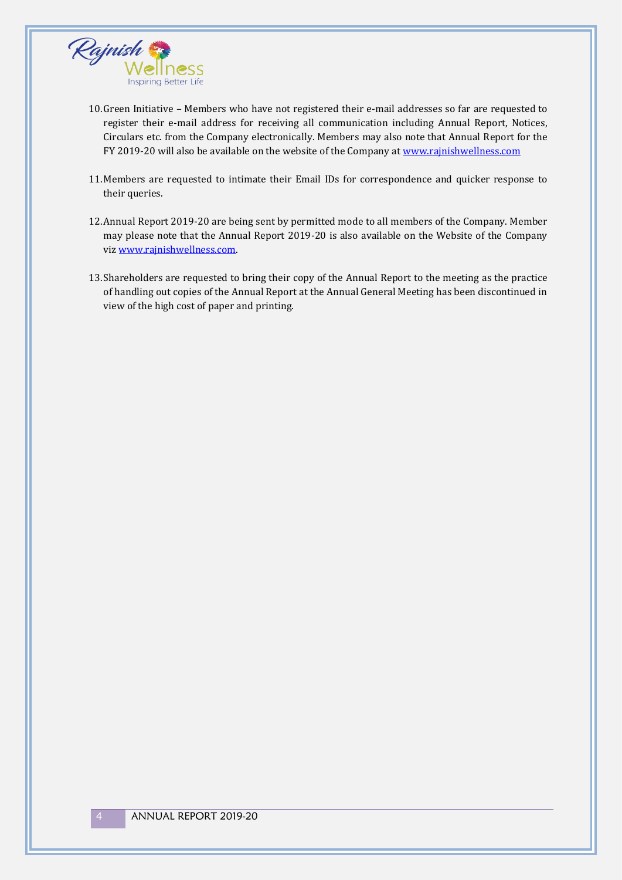10. Green Initiative – Members who have not registered their e-mail addresses so far are requested to register their e-mail address for receiving all communication including Annual Report, Notices, Circulars etc. from the Company electronically. Members may also note that Annual Report for the FY 2019-20 will also be available on the website of the Company at www.rajnishwellness.com

11. Members are requested to intimate their Email IDs for correspondence and quicker response to their queries.

12. Annual Report 2019-20 are being sent by permitted mode to all members of the Company. Member may please note that the Annual Report 2019-20 is also available on the Website of the Company viz www.rajnishwellness.com.

13. Shareholders are requested to bring their copy of the Annual Report to the meeting as the practice of handling out copies of the Annual Report at the Annual General Meeting has been discontinued in view of the high cost of paper and printing.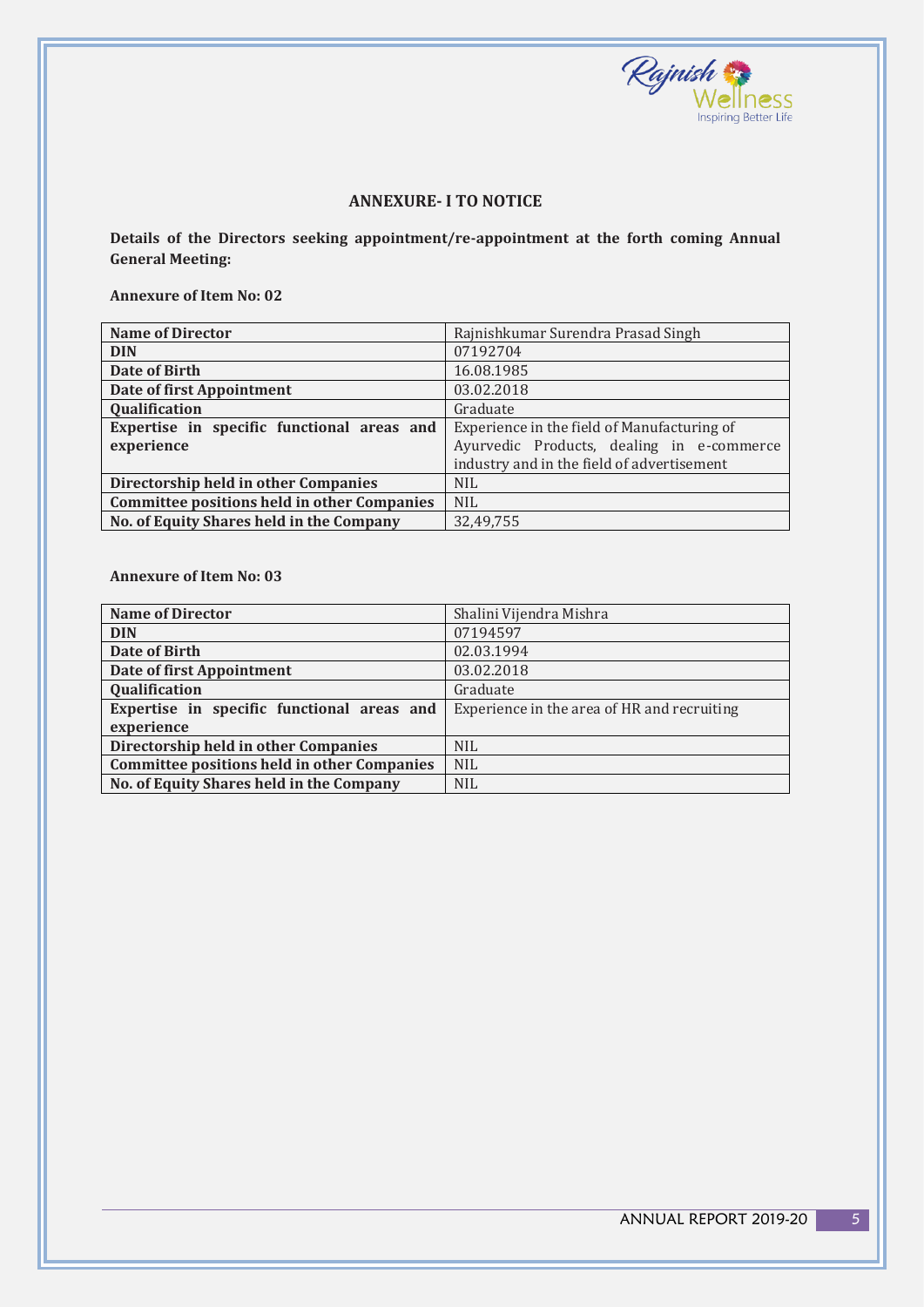## ANNEXURE- I TO NOTICE

**Details of the Directors seeking appointment/re-appointment at the forth coming Annual General Meeting:**

**Annexure of Item No: 02**

| Name of Director | Rajnishkumar Surendra Prasad Singh |
|---|---|
| DIN | 07192704 |
| Date of Birth | 16.08.1985 |
| Date of first Appointment | 03.02.2018 |
| Qualification | Graduate |
| Expertise in specific functional areas and experience | Experience in the field of Manufacturing of Ayurvedic Products, dealing in e-commerce industry and in the field of advertisement |
| Directorship held in other Companies | NIL |
| Committee positions held in other Companies | NIL |
| No. of Equity Shares held in the Company | 32,49,755 |

**Annexure of Item No: 03**

| Name of Director | Shalini Vijendra Mishra |
|---|---|
| DIN | 07194597 |
| Date of Birth | 02.03.1994 |
| Date of first Appointment | 03.02.2018 |
| Qualification | Graduate |
| Expertise in specific functional areas and experience | Experience in the area of HR and recruiting |
| Directorship held in other Companies | NIL |
| Committee positions held in other Companies | NIL |
| No. of Equity Shares held in the Company | NIL |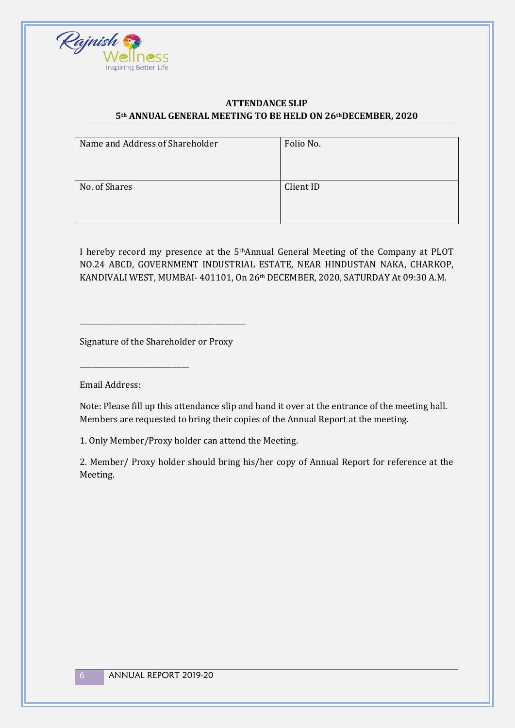**ATTENDANCE SLIP**

**5th ANNUAL GENERAL MEETING TO BE HELD ON 26th DECEMBER, 2020**

| Name and Address of Shareholder | Folio No. |
|---|---|
| No. of Shares | Client ID |

I hereby record my presence at the 5th Annual General Meeting of the Company at PLOT NO.24 ABCD, GOVERNMENT INDUSTRIAL ESTATE, NEAR HINDUSTAN NAKA, CHARKOP, KANDIVALI WEST, MUMBAI- 401101, On 26th DECEMBER, 2020, SATURDAY At 09:30 A.M.

\_\_\_\_\_\_\_\_\_\_\_\_\_\_\_\_\_\_\_\_\_\_\_\_\_\_\_\_\_\_\_\_\_\_\_\_\_\_

Signature of the Shareholder or Proxy

\_\_\_\_\_\_\_\_\_\_\_\_\_\_\_\_\_\_\_\_\_\_\_\_\_

Email Address:

Note: Please fill up this attendance slip and hand it over at the entrance of the meeting hall. Members are requested to bring their copies of the Annual Report at the meeting.

1. Only Member/Proxy holder can attend the Meeting.

2. Member/ Proxy holder should bring his/her copy of Annual Report for reference at the Meeting.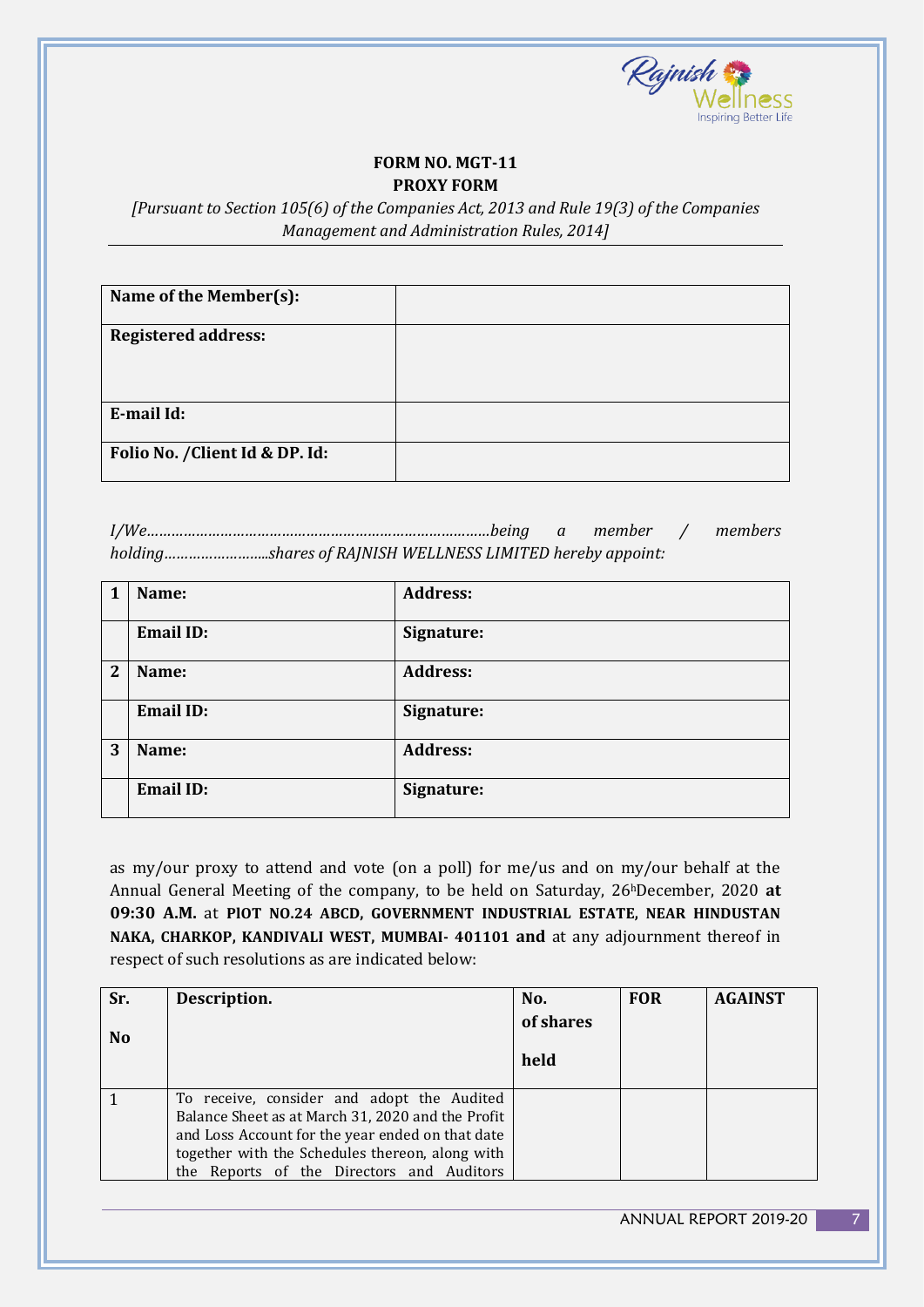**FORM NO. MGT-11**
**PROXY FORM**

*[Pursuant to Section 105(6) of the Companies Act, 2013 and Rule 19(3) of the Companies Management and Administration Rules, 2014]*

| **Name of the Member(s):** | |
|---|---|
| **Registered address:** | |
| **E-mail Id:** | |
| **Folio No. /Client Id & DP. Id:** | |

*I/We…………………………………………………………………………being a member / members holding……………………..shares of RAJNISH WELLNESS LIMITED hereby appoint:*

| 1 | **Name:** | **Address:** |
|---|---|---|
| | **Email ID:** | **Signature:** |
| 2 | **Name:** | **Address:** |
| | **Email ID:** | **Signature:** |
| 3 | **Name:** | **Address:** |
| | **Email ID:** | **Signature:** |

as my/our proxy to attend and vote (on a poll) for me/us and on my/our behalf at the Annual General Meeting of the company, to be held on Saturday, 26[h]December, 2020 **at 09:30 A.M.** at **PlOT NO.24 ABCD, GOVERNMENT INDUSTRIAL ESTATE, NEAR HINDUSTAN NAKA, CHARKOP, KANDIVALI WEST, MUMBAI- 401101 and** at any adjournment thereof in respect of such resolutions as are indicated below:

| **Sr. No** | **Description.** | **No. of shares held** | **FOR** | **AGAINST** |
|---|---|---|---|---|
| 1 | To receive, consider and adopt the Audited Balance Sheet as at March 31, 2020 and the Profit and Loss Account for the year ended on that date together with the Schedules thereon, along with the Reports of the Directors and Auditors | | | |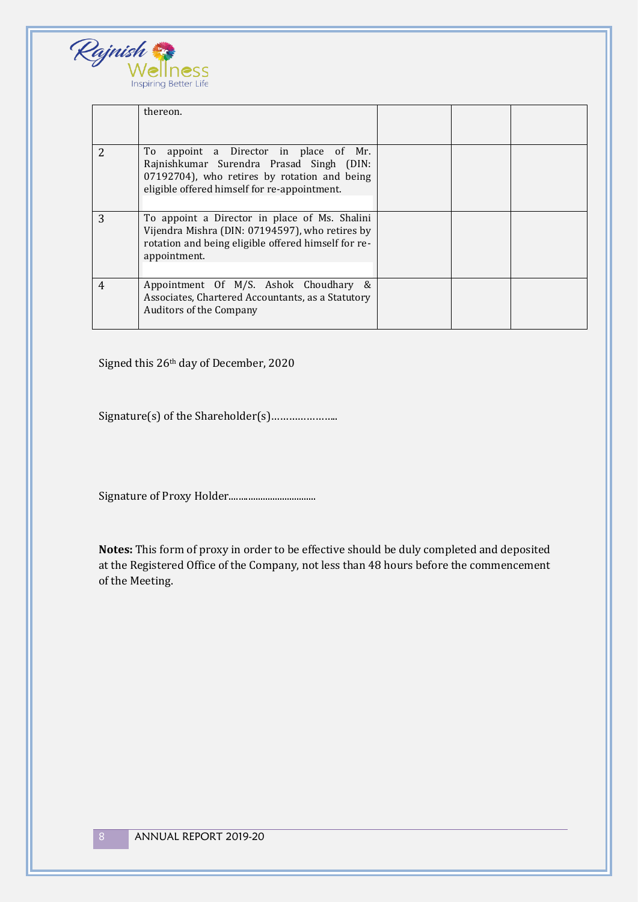|  | thereon. |  |  |  |
|---|---|---|---|---|
| 2 | To appoint a Director in place of Mr. Rajnishkumar Surendra Prasad Singh (DIN: 07192704), who retires by rotation and being eligible offered himself for re-appointment. |  |  |  |
| 3 | To appoint a Director in place of Ms. Shalini Vijendra Mishra (DIN: 07194597), who retires by rotation and being eligible offered himself for re-appointment. |  |  |  |
| 4 | Appointment Of M/S. Ashok Choudhary & Associates, Chartered Accountants, as a Statutory Auditors of the Company |  |  |  |

Signed this 26th day of December, 2020

Signature(s) of the Shareholder(s)…………………..

Signature of Proxy Holder....................................

**Notes:** This form of proxy in order to be effective should be duly completed and deposited at the Registered Office of the Company, not less than 48 hours before the commencement of the Meeting.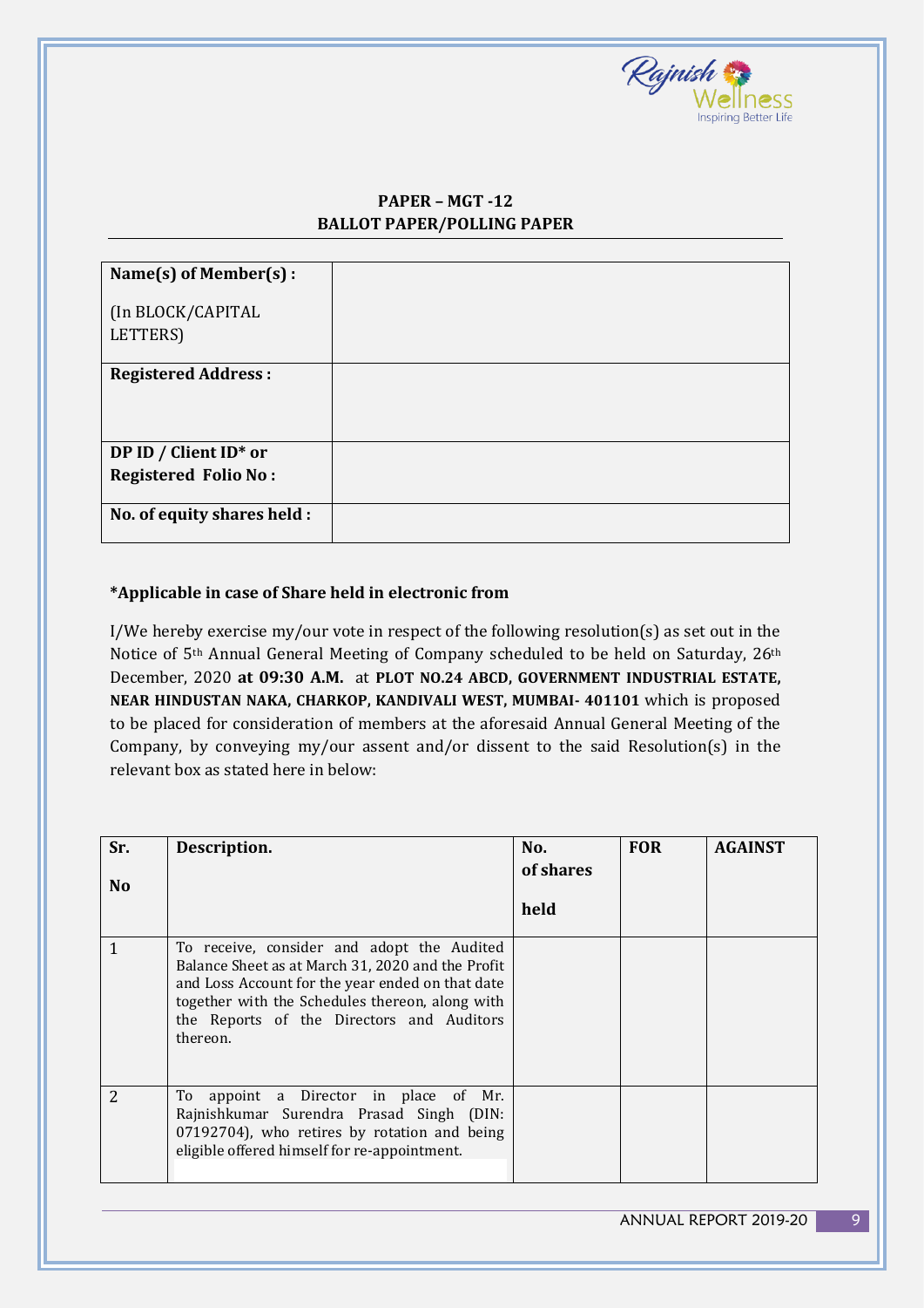## PAPER – MGT -12
## BALLOT PAPER/POLLING PAPER

| Name(s) of Member(s) : (In BLOCK/CAPITAL LETTERS) | |
|---|---|
| Registered Address : | |
| DP ID / Client ID* or Registered Folio No : | |
| No. of equity shares held : | |

**\*Applicable in case of Share held in electronic from**

I/We hereby exercise my/our vote in respect of the following resolution(s) as set out in the Notice of 5th Annual General Meeting of Company scheduled to be held on Saturday, 26th December, 2020 **at 09:30 A.M.** at **PLOT NO.24 ABCD, GOVERNMENT INDUSTRIAL ESTATE, NEAR HINDUSTAN NAKA, CHARKOP, KANDIVALI WEST, MUMBAI- 401101** which is proposed to be placed for consideration of members at the aforesaid Annual General Meeting of the Company, by conveying my/our assent and/or dissent to the said Resolution(s) in the relevant box as stated here in below:

| Sr. No | Description. | No. of shares held | FOR | AGAINST |
|---|---|---|---|---|
| 1 | To receive, consider and adopt the Audited Balance Sheet as at March 31, 2020 and the Profit and Loss Account for the year ended on that date together with the Schedules thereon, along with the Reports of the Directors and Auditors thereon. | | | |
| 2 | To appoint a Director in place of Mr. Rajnishkumar Surendra Prasad Singh (DIN: 07192704), who retires by rotation and being eligible offered himself for re-appointment. | | | |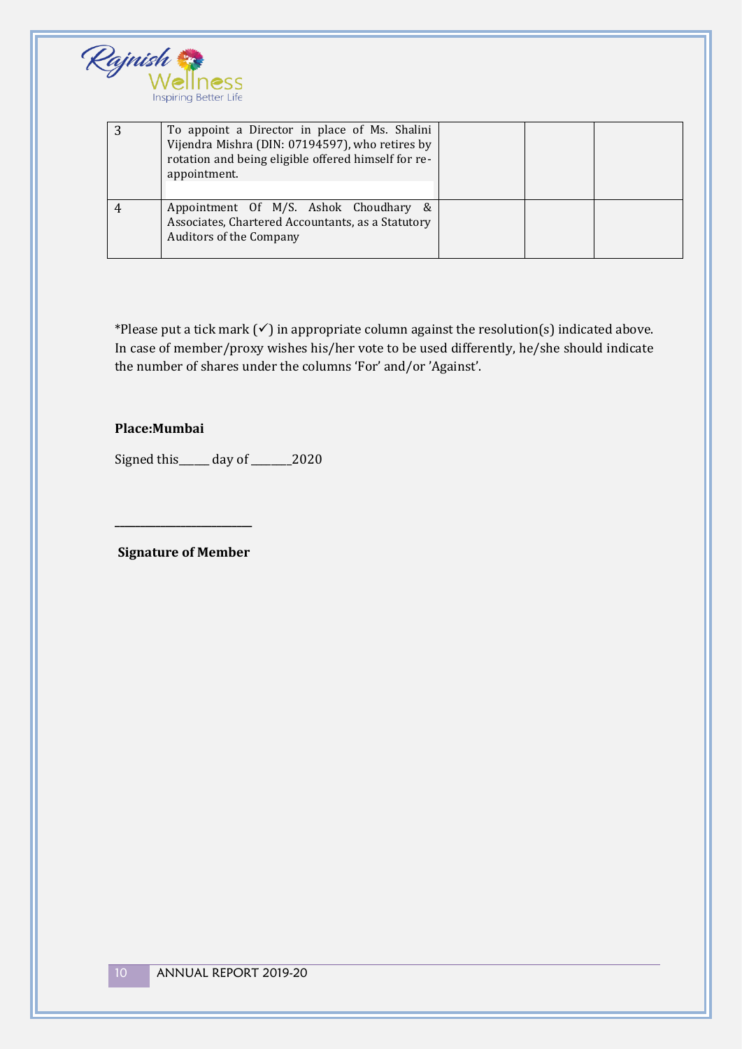| 3 | To appoint a Director in place of Ms. Shalini Vijendra Mishra (DIN: 07194597), who retires by rotation and being eligible offered himself for re-appointment. | | | |
|---|---|---|---|---|
| 4 | Appointment Of M/S. Ashok Choudhary & Associates, Chartered Accountants, as a Statutory Auditors of the Company | | | |

*Please put a tick mark (✓) in appropriate column against the resolution(s) indicated above. In case of member/proxy wishes his/her vote to be used differently, he/she should indicate the number of shares under the columns 'For' and/or 'Against'.

**Place:Mumbai**

Signed this_____ day of _______2020

_________________________

**Signature of Member**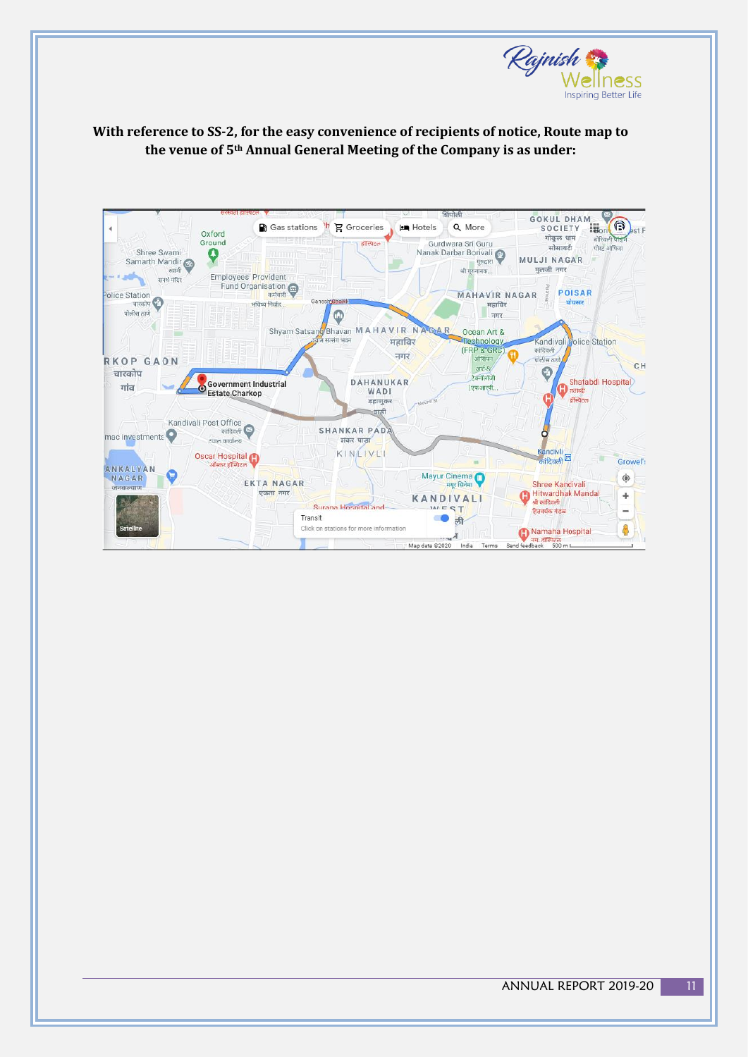**With reference to SS-2, for the easy convenience of recipients of notice, Route map to the venue of 5th Annual General Meeting of the Company is as under:**